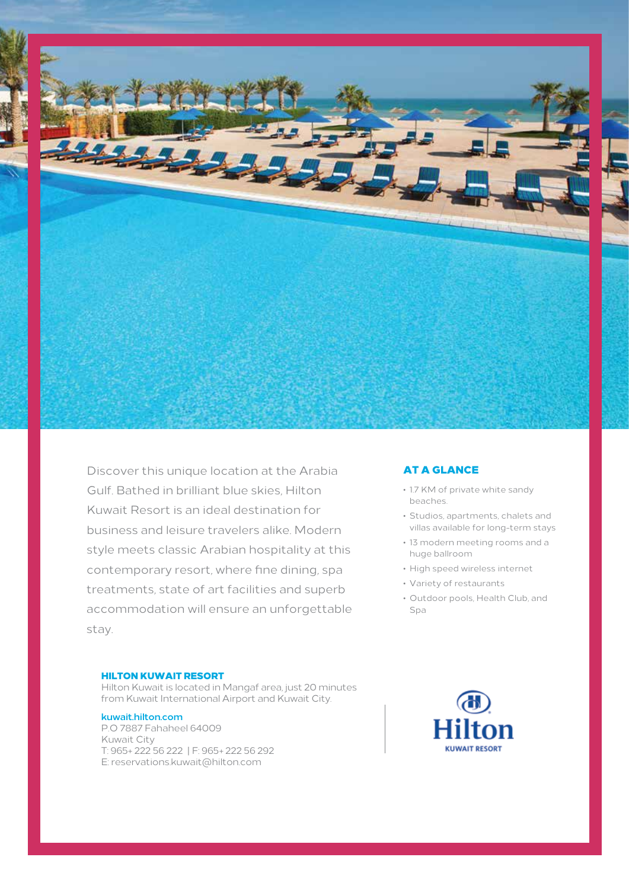Discover this unique location at the Arabia Gulf. Bathed in brilliant blue skies, Hilton Kuwait Resort is an ideal destination for business and leisure travelers alike. Modern style meets classic Arabian hospitality at this contemporary resort, where fine dining, spa treatments, state of art facilities and superb accommodation will ensure an unforgettable stay.

## AT A GLANCE

- 1.7 KM of private white sandy beaches.
- Studios, apartments, chalets and villas available for long-term stays
- 13 modern meeting rooms and a huge ballroom
- High speed wireless internet
- Variety of restaurants
- Outdoor pools, Health Club, and Spa

**HILTON KUWAIT RESORT**

Hilton Kuwait is located in Mangaf area, just 20 minutes from Kuwait International Airport and Kuwait City.

**kuwait.hilton.com**
P.O 7887 Fahaheel 64009
Kuwait City
T: 965+ 222 56 222 | F: 965+ 222 56 292
E: reservations.kuwait@hilton.com

Hilton
KUWAIT RESORT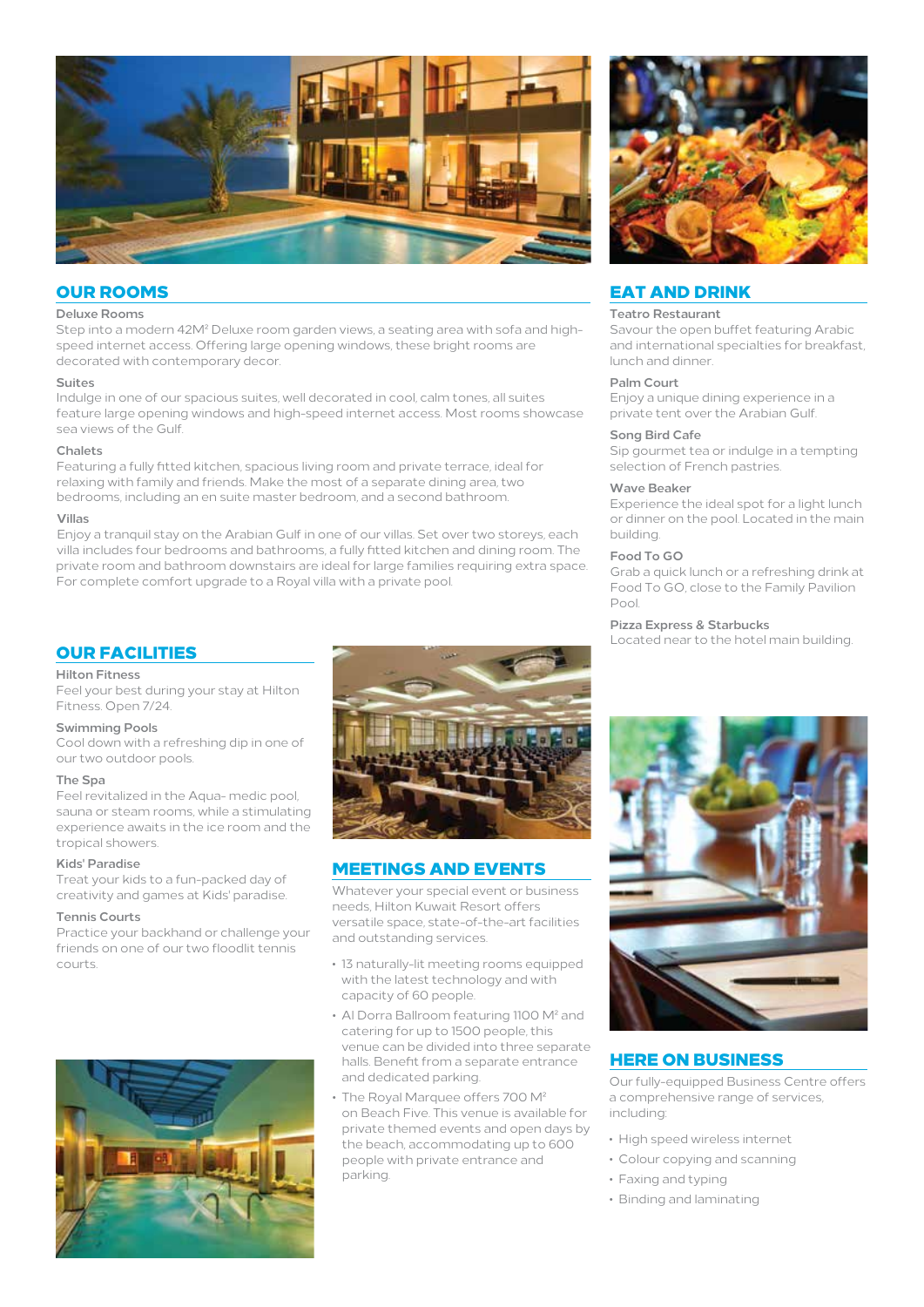## OUR ROOMS

### Deluxe Rooms

Step into a modern 42M² Deluxe room garden views, a seating area with sofa and high-speed internet access. Offering large opening windows, these bright rooms are decorated with contemporary decor.

### Suites

Indulge in one of our spacious suites, well decorated in cool, calm tones, all suites feature large opening windows and high-speed internet access. Most rooms showcase sea views of the Gulf.

### Chalets

Featuring a fully fitted kitchen, spacious living room and private terrace, ideal for relaxing with family and friends. Make the most of a separate dining area, two bedrooms, including an en suite master bedroom, and a second bathroom.

### Villas

Enjoy a tranquil stay on the Arabian Gulf in one of our villas. Set over two storeys, each villa includes four bedrooms and bathrooms, a fully fitted kitchen and dining room. The private room and bathroom downstairs are ideal for large families requiring extra space. For complete comfort upgrade to a Royal villa with a private pool.

## EAT AND DRINK

### Teatro Restaurant

Savour the open buffet featuring Arabic and international specialties for breakfast, lunch and dinner.

### Palm Court

Enjoy a unique dining experience in a private tent over the Arabian Gulf.

### Song Bird Cafe

Sip gourmet tea or indulge in a tempting selection of French pastries.

### Wave Beaker

Experience the ideal spot for a light lunch or dinner on the pool. Located in the main building.

### Food To GO

Grab a quick lunch or a refreshing drink at Food To GO, close to the Family Pavilion Pool.

### Pizza Express & Starbucks

Located near to the hotel main building.

## OUR FACILITIES

### Hilton Fitness

Feel your best during your stay at Hilton Fitness. Open 7/24.

### Swimming Pools

Cool down with a refreshing dip in one of our two outdoor pools.

### The Spa

Feel revitalized in the Aqua- medic pool, sauna or steam rooms, while a stimulating experience awaits in the ice room and the tropical showers.

### Kids' Paradise

Treat your kids to a fun-packed day of creativity and games at Kids' paradise.

### Tennis Courts

Practice your backhand or challenge your friends on one of our two floodlit tennis courts.

## MEETINGS AND EVENTS

Whatever your special event or business needs, Hilton Kuwait Resort offers versatile space, state-of-the-art facilities and outstanding services.

- 13 naturally-lit meeting rooms equipped with the latest technology and with capacity of 60 people.
- Al Dorra Ballroom featuring 1100 M² and catering for up to 1500 people, this venue can be divided into three separate halls. Benefit from a separate entrance and dedicated parking.
- The Royal Marquee offers 700 M² on Beach Five. This venue is available for private themed events and open days by the beach, accommodating up to 600 people with private entrance and parking.

## HERE ON BUSINESS

Our fully-equipped Business Centre offers a comprehensive range of services, including:

- High speed wireless internet
- Colour copying and scanning
- Faxing and typing
- Binding and laminating